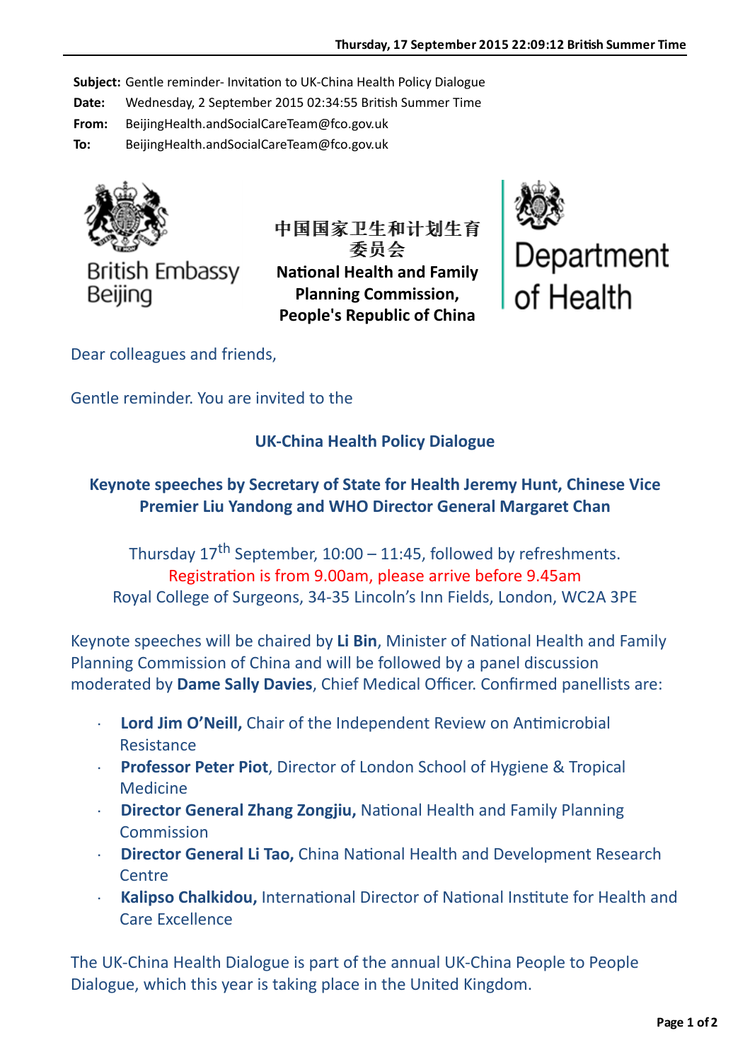**Subject:** Gentle reminder- Invitation to UK-China Health Policy Dialogue
**Date:** Wednesday, 2 September 2015 02:34:55 British Summer Time
**From:** BeijingHealth.andSocialCareTeam@fco.gov.uk
**To:** BeijingHealth.andSocialCareTeam@fco.gov.uk

British Embassy Beijing

**中国国家卫生和计划生育委员会**
**National Health and Family Planning Commission, People's Republic of China**

Department of Health

Dear colleagues and friends,

Gentle reminder. You are invited to the

**UK-China Health Policy Dialogue**

**Keynote speeches by Secretary of State for Health Jeremy Hunt, Chinese Vice Premier Liu Yandong and WHO Director General Margaret Chan**

Thursday 17th September, 10:00 – 11:45, followed by refreshments.
Registration is from 9.00am, please arrive before 9.45am
Royal College of Surgeons, 34-35 Lincoln's Inn Fields, London, WC2A 3PE

Keynote speeches will be chaired by **Li Bin**, Minister of National Health and Family Planning Commission of China and will be followed by a panel discussion moderated by **Dame Sally Davies**, Chief Medical Officer. Confirmed panellists are:

- **Lord Jim O'Neill,** Chair of the Independent Review on Antimicrobial Resistance
- **Professor Peter Piot**, Director of London School of Hygiene & Tropical Medicine
- **Director General Zhang Zongjiu,** National Health and Family Planning Commission
- **Director General Li Tao,** China National Health and Development Research Centre
- **Kalipso Chalkidou,** International Director of National Institute for Health and Care Excellence

The UK-China Health Dialogue is part of the annual UK-China People to People Dialogue, which this year is taking place in the United Kingdom.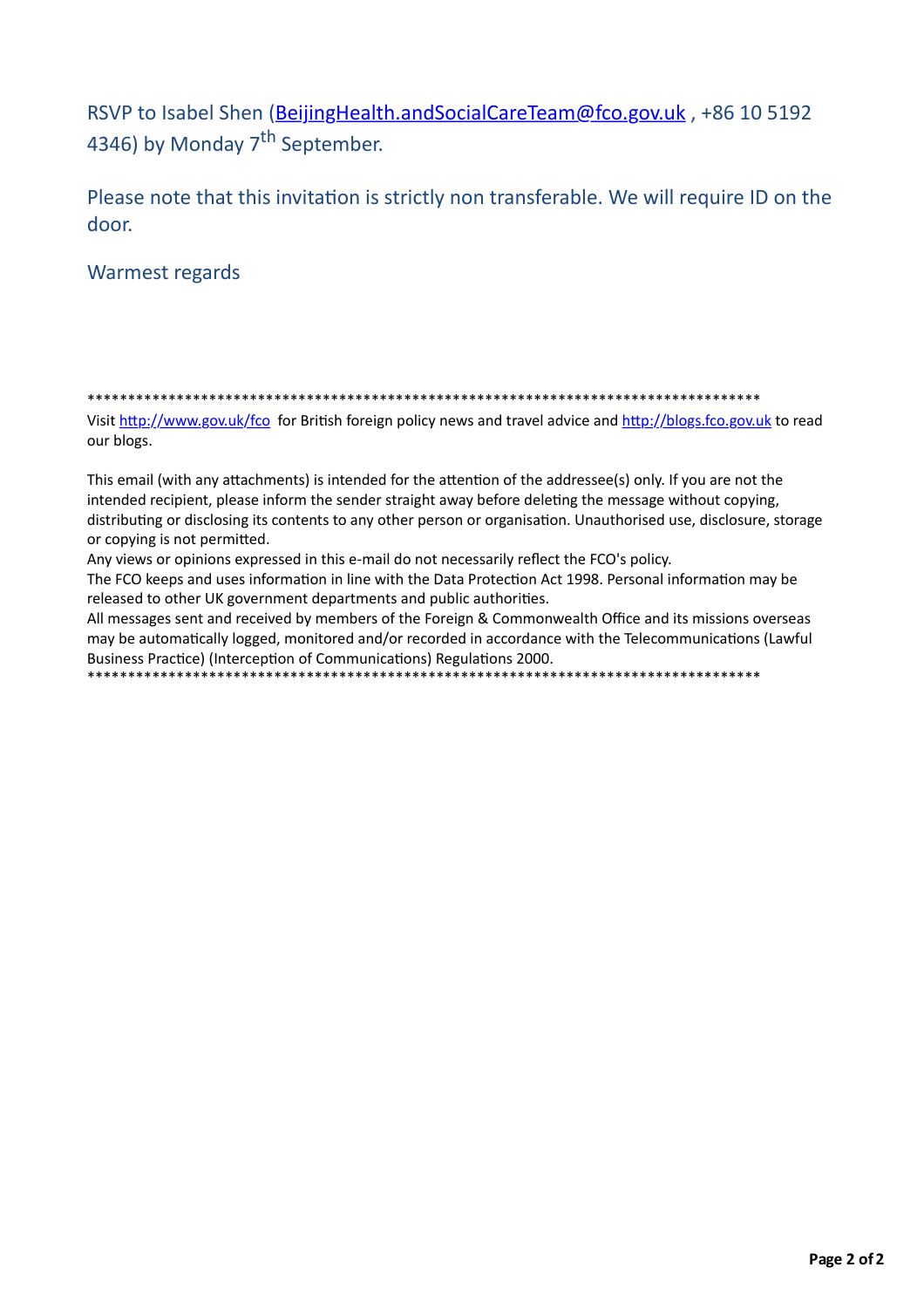RSVP to Isabel Shen (BeijingHealth.andSocialCareTeam@fco.gov.uk , +86 10 5192 4346) by Monday 7th September.

Please note that this invitation is strictly non transferable. We will require ID on the door.

Warmest regards

***************************************************************************************

Visit http://www.gov.uk/fco for British foreign policy news and travel advice and http://blogs.fco.gov.uk to read our blogs.

This email (with any attachments) is intended for the attention of the addressee(s) only. If you are not the intended recipient, please inform the sender straight away before deleting the message without copying, distributing or disclosing its contents to any other person or organisation. Unauthorised use, disclosure, storage or copying is not permitted.
Any views or opinions expressed in this e-mail do not necessarily reflect the FCO's policy.
The FCO keeps and uses information in line with the Data Protection Act 1998. Personal information may be released to other UK government departments and public authorities.
All messages sent and received by members of the Foreign & Commonwealth Office and its missions overseas may be automatically logged, monitored and/or recorded in accordance with the Telecommunications (Lawful Business Practice) (Interception of Communications) Regulations 2000.

***************************************************************************************